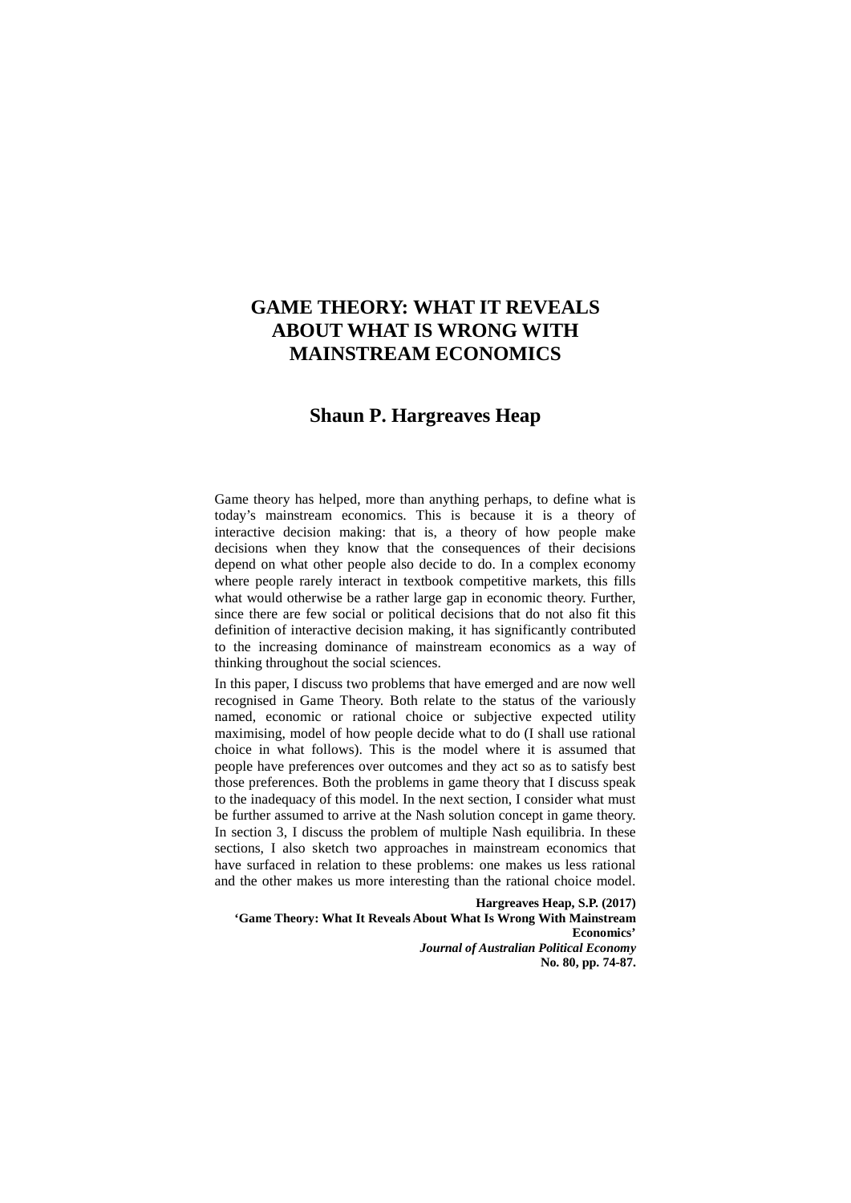# GAME THEORY: WHAT IT REVEALS ABOUT WHAT IS WRONG WITH MAINSTREAM ECONOMICS

## Shaun P. Hargreaves Heap

Game theory has helped, more than anything perhaps, to define what is today's mainstream economics. This is because it is a theory of interactive decision making: that is, a theory of how people make decisions when they know that the consequences of their decisions depend on what other people also decide to do. In a complex economy where people rarely interact in textbook competitive markets, this fills what would otherwise be a rather large gap in economic theory. Further, since there are few social or political decisions that do not also fit this definition of interactive decision making, it has significantly contributed to the increasing dominance of mainstream economics as a way of thinking throughout the social sciences.

In this paper, I discuss two problems that have emerged and are now well recognised in Game Theory. Both relate to the status of the variously named, economic or rational choice or subjective expected utility maximising, model of how people decide what to do (I shall use rational choice in what follows). This is the model where it is assumed that people have preferences over outcomes and they act so as to satisfy best those preferences. Both the problems in game theory that I discuss speak to the inadequacy of this model. In the next section, I consider what must be further assumed to arrive at the Nash solution concept in game theory. In section 3, I discuss the problem of multiple Nash equilibria. In these sections, I also sketch two approaches in mainstream economics that have surfaced in relation to these problems: one makes us less rational and the other makes us more interesting than the rational choice model.

**Hargreaves Heap, S.P. (2017)**
**'Game Theory: What It Reveals About What Is Wrong With Mainstream Economics'**
***Journal of Australian Political Economy***
**No. 80, pp. 74-87.**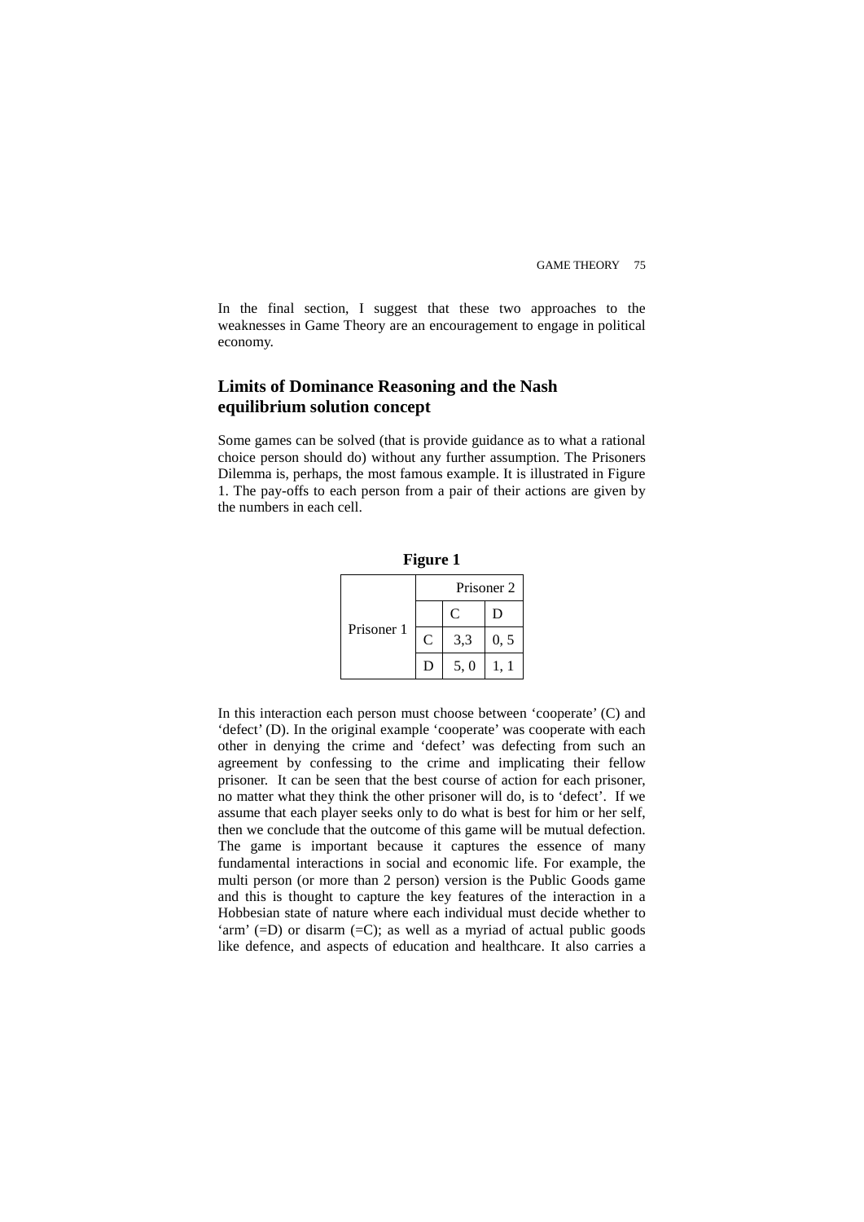In the final section, I suggest that these two approaches to the weaknesses in Game Theory are an encouragement to engage in political economy.

## Limits of Dominance Reasoning and the Nash equilibrium solution concept

Some games can be solved (that is provide guidance as to what a rational choice person should do) without any further assumption. The Prisoners Dilemma is, perhaps, the most famous example. It is illustrated in Figure 1. The pay-offs to each person from a pair of their actions are given by the numbers in each cell.

**Figure 1**

| | | Prisoner 2 | |
|---|---|---|---|
| | | C | D |
| Prisoner 1 | C | 3,3 | 0, 5 |
| | D | 5, 0 | 1, 1 |

In this interaction each person must choose between 'cooperate' (C) and 'defect' (D). In the original example 'cooperate' was cooperate with each other in denying the crime and 'defect' was defecting from such an agreement by confessing to the crime and implicating their fellow prisoner. It can be seen that the best course of action for each prisoner, no matter what they think the other prisoner will do, is to 'defect'. If we assume that each player seeks only to do what is best for him or her self, then we conclude that the outcome of this game will be mutual defection. The game is important because it captures the essence of many fundamental interactions in social and economic life. For example, the multi person (or more than 2 person) version is the Public Goods game and this is thought to capture the key features of the interaction in a Hobbesian state of nature where each individual must decide whether to 'arm' (=D) or disarm (=C); as well as a myriad of actual public goods like defence, and aspects of education and healthcare. It also carries a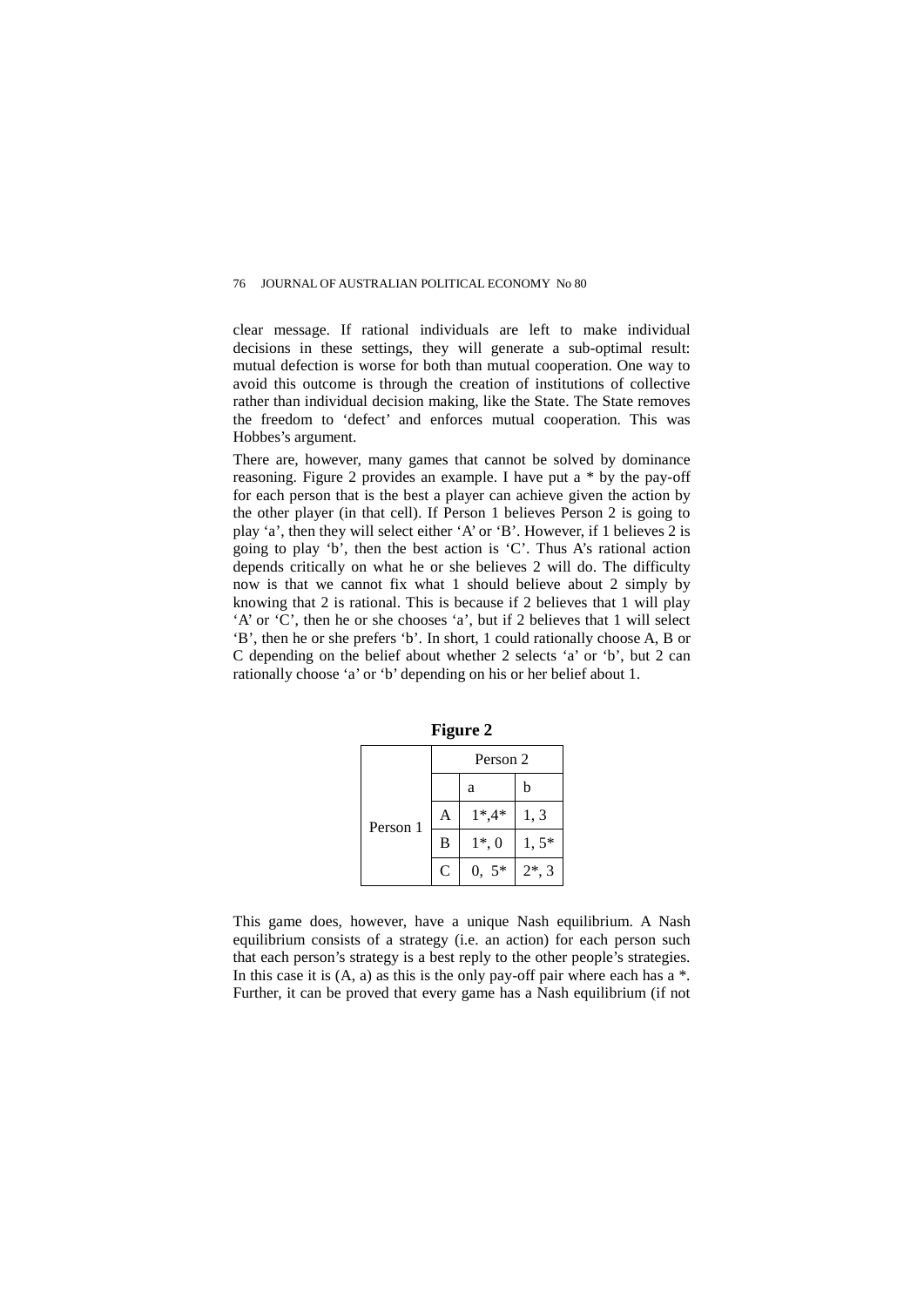clear message. If rational individuals are left to make individual decisions in these settings, they will generate a sub-optimal result: mutual defection is worse for both than mutual cooperation. One way to avoid this outcome is through the creation of institutions of collective rather than individual decision making, like the State. The State removes the freedom to 'defect' and enforces mutual cooperation. This was Hobbes's argument.

There are, however, many games that cannot be solved by dominance reasoning. Figure 2 provides an example. I have put a * by the pay-off for each person that is the best a player can achieve given the action by the other player (in that cell). If Person 1 believes Person 2 is going to play 'a', then they will select either 'A' or 'B'. However, if 1 believes 2 is going to play 'b', then the best action is 'C'. Thus A's rational action depends critically on what he or she believes 2 will do. The difficulty now is that we cannot fix what 1 should believe about 2 simply by knowing that 2 is rational. This is because if 2 believes that 1 will play 'A' or 'C', then he or she chooses 'a', but if 2 believes that 1 will select 'B', then he or she prefers 'b'. In short, 1 could rationally choose A, B or C depending on the belief about whether 2 selects 'a' or 'b', but 2 can rationally choose 'a' or 'b' depending on his or her belief about 1.

**Figure 2**

| | | Person 2 | |
|---|---|---|---|
| | | a | b |
| Person 1 | A | 1*,4* | 1, 3 |
| | B | 1*, 0 | 1, 5* |
| | C | 0, 5* | 2*, 3 |

This game does, however, have a unique Nash equilibrium. A Nash equilibrium consists of a strategy (i.e. an action) for each person such that each person's strategy is a best reply to the other people's strategies. In this case it is (A, a) as this is the only pay-off pair where each has a *. Further, it can be proved that every game has a Nash equilibrium (if not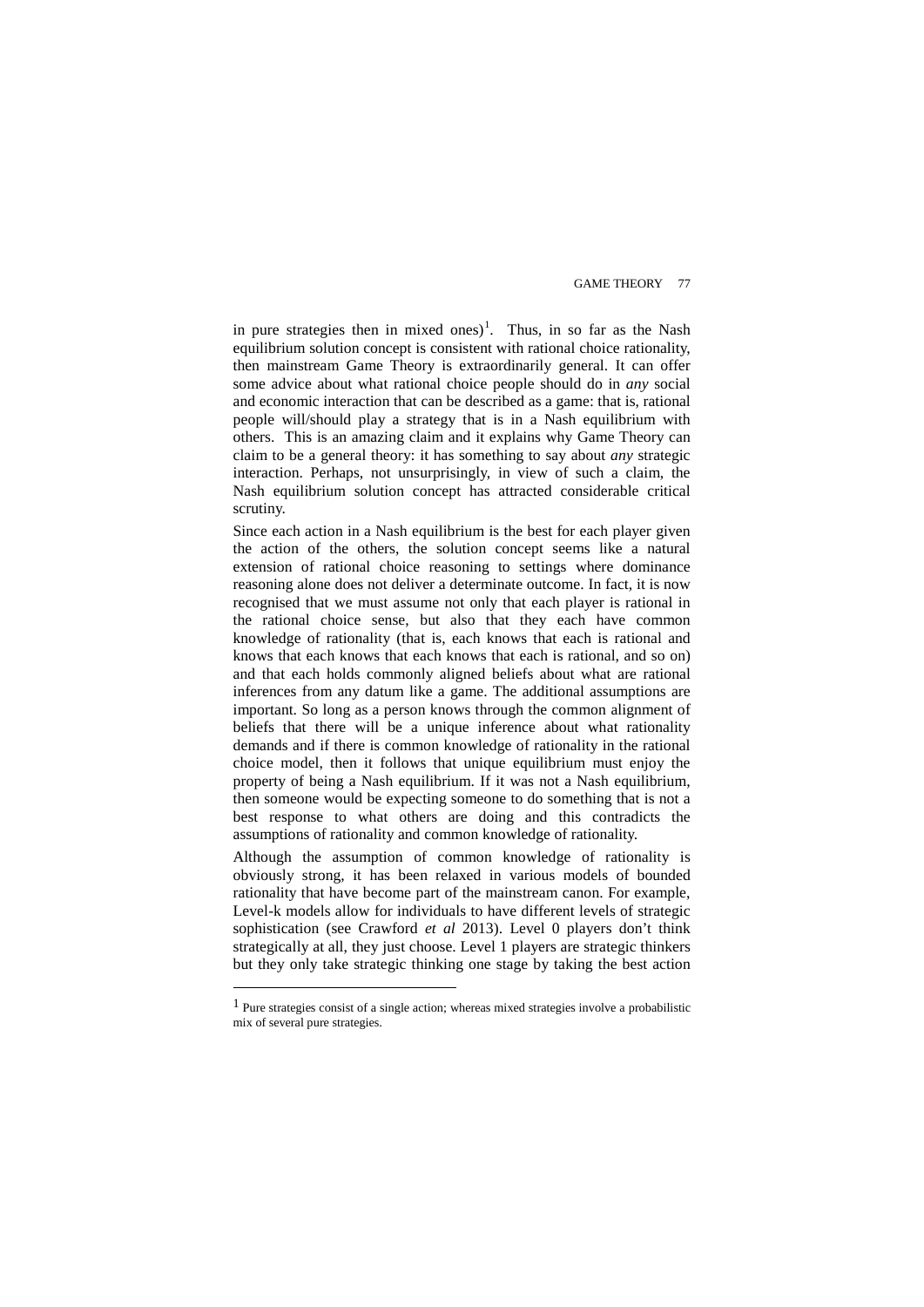in pure strategies then in mixed ones)[1]. Thus, in so far as the Nash equilibrium solution concept is consistent with rational choice rationality, then mainstream Game Theory is extraordinarily general. It can offer some advice about what rational choice people should do in *any* social and economic interaction that can be described as a game: that is, rational people will/should play a strategy that is in a Nash equilibrium with others. This is an amazing claim and it explains why Game Theory can claim to be a general theory: it has something to say about *any* strategic interaction. Perhaps, not unsurprisingly, in view of such a claim, the Nash equilibrium solution concept has attracted considerable critical scrutiny.

Since each action in a Nash equilibrium is the best for each player given the action of the others, the solution concept seems like a natural extension of rational choice reasoning to settings where dominance reasoning alone does not deliver a determinate outcome. In fact, it is now recognised that we must assume not only that each player is rational in the rational choice sense, but also that they each have common knowledge of rationality (that is, each knows that each is rational and knows that each knows that each knows that each is rational, and so on) and that each holds commonly aligned beliefs about what are rational inferences from any datum like a game. The additional assumptions are important. So long as a person knows through the common alignment of beliefs that there will be a unique inference about what rationality demands and if there is common knowledge of rationality in the rational choice model, then it follows that unique equilibrium must enjoy the property of being a Nash equilibrium. If it was not a Nash equilibrium, then someone would be expecting someone to do something that is not a best response to what others are doing and this contradicts the assumptions of rationality and common knowledge of rationality.

Although the assumption of common knowledge of rationality is obviously strong, it has been relaxed in various models of bounded rationality that have become part of the mainstream canon. For example, Level-k models allow for individuals to have different levels of strategic sophistication (see Crawford *et al* 2013). Level 0 players don't think strategically at all, they just choose. Level 1 players are strategic thinkers but they only take strategic thinking one stage by taking the best action

---

[1] Pure strategies consist of a single action; whereas mixed strategies involve a probabilistic mix of several pure strategies.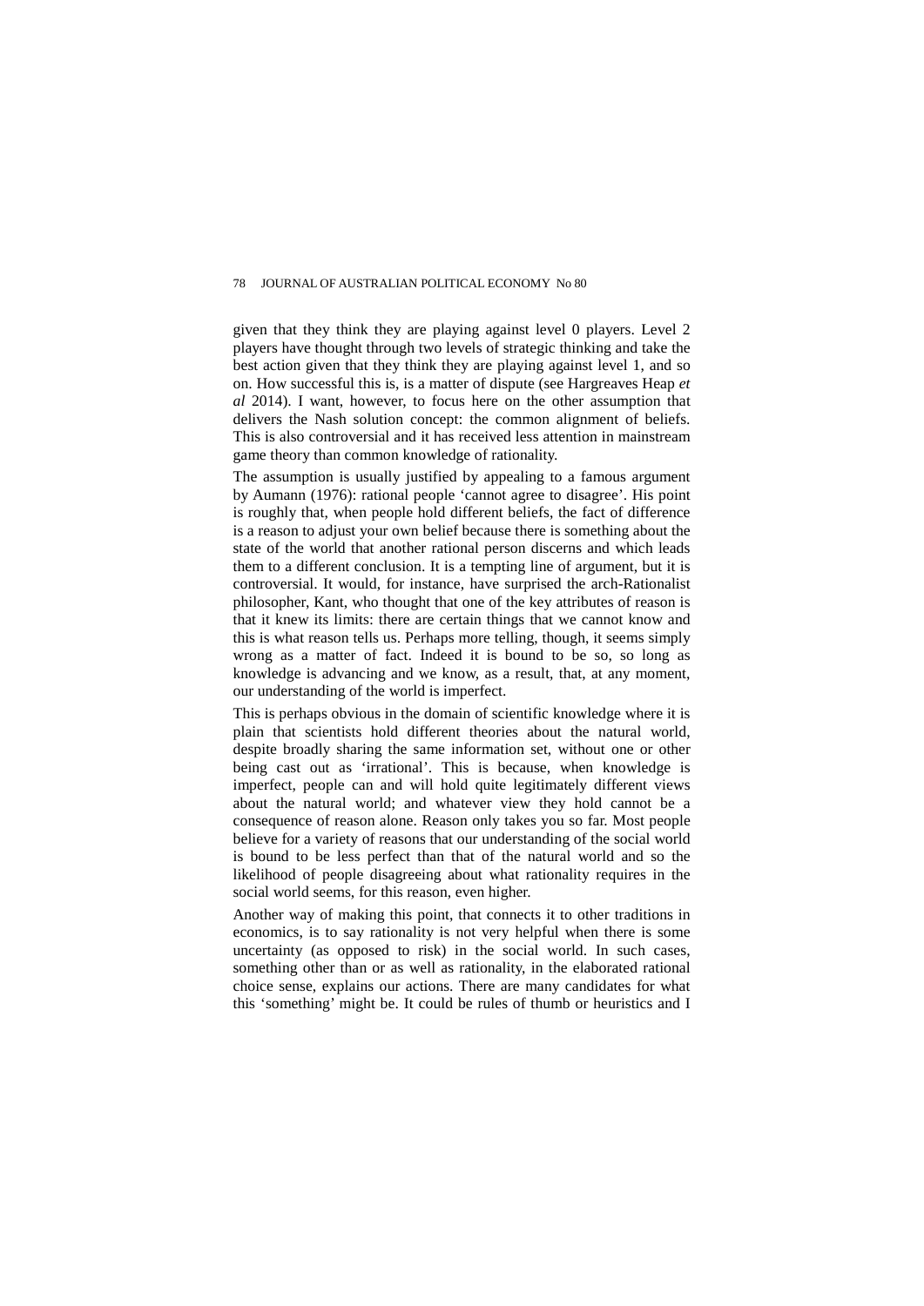given that they think they are playing against level 0 players. Level 2 players have thought through two levels of strategic thinking and take the best action given that they think they are playing against level 1, and so on. How successful this is, is a matter of dispute (see Hargreaves Heap *et al* 2014). I want, however, to focus here on the other assumption that delivers the Nash solution concept: the common alignment of beliefs. This is also controversial and it has received less attention in mainstream game theory than common knowledge of rationality.

The assumption is usually justified by appealing to a famous argument by Aumann (1976): rational people 'cannot agree to disagree'. His point is roughly that, when people hold different beliefs, the fact of difference is a reason to adjust your own belief because there is something about the state of the world that another rational person discerns and which leads them to a different conclusion. It is a tempting line of argument, but it is controversial. It would, for instance, have surprised the arch-Rationalist philosopher, Kant, who thought that one of the key attributes of reason is that it knew its limits: there are certain things that we cannot know and this is what reason tells us. Perhaps more telling, though, it seems simply wrong as a matter of fact. Indeed it is bound to be so, so long as knowledge is advancing and we know, as a result, that, at any moment, our understanding of the world is imperfect.

This is perhaps obvious in the domain of scientific knowledge where it is plain that scientists hold different theories about the natural world, despite broadly sharing the same information set, without one or other being cast out as 'irrational'. This is because, when knowledge is imperfect, people can and will hold quite legitimately different views about the natural world; and whatever view they hold cannot be a consequence of reason alone. Reason only takes you so far. Most people believe for a variety of reasons that our understanding of the social world is bound to be less perfect than that of the natural world and so the likelihood of people disagreeing about what rationality requires in the social world seems, for this reason, even higher.

Another way of making this point, that connects it to other traditions in economics, is to say rationality is not very helpful when there is some uncertainty (as opposed to risk) in the social world. In such cases, something other than or as well as rationality, in the elaborated rational choice sense, explains our actions. There are many candidates for what this 'something' might be. It could be rules of thumb or heuristics and I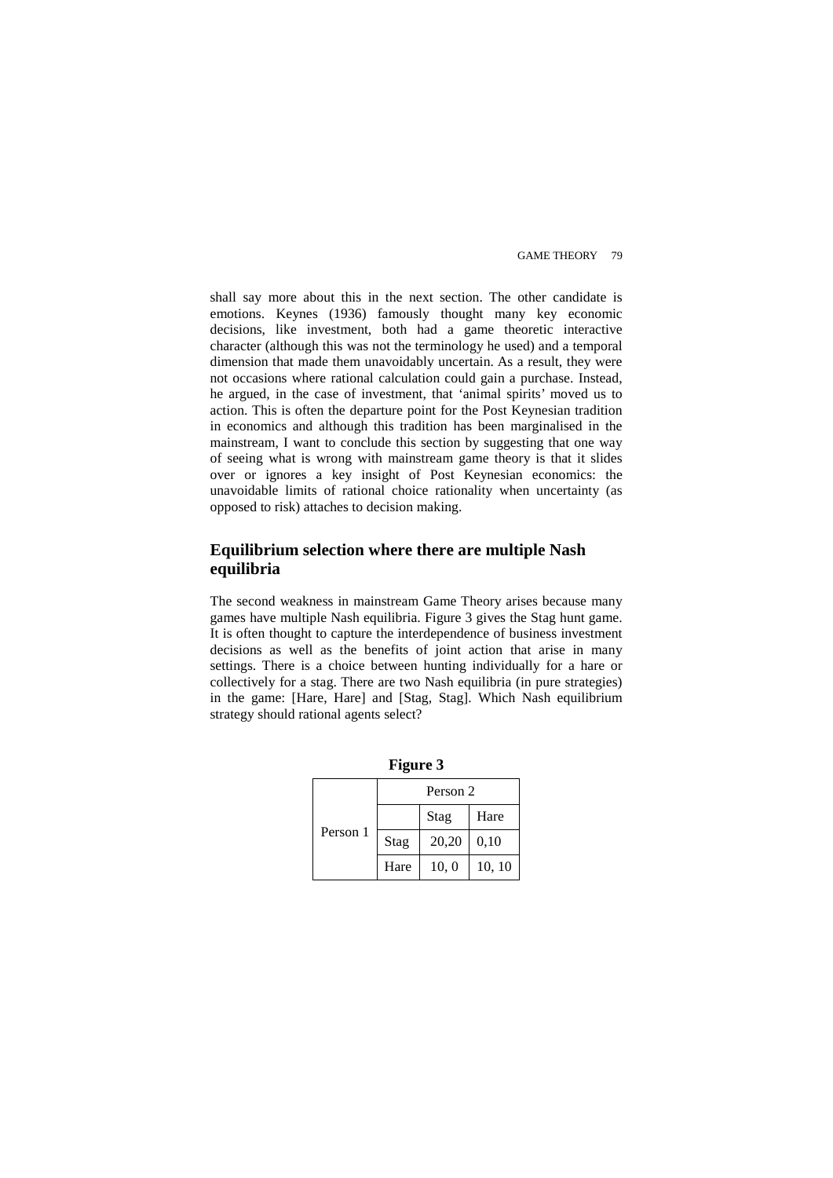shall say more about this in the next section. The other candidate is emotions. Keynes (1936) famously thought many key economic decisions, like investment, both had a game theoretic interactive character (although this was not the terminology he used) and a temporal dimension that made them unavoidably uncertain. As a result, they were not occasions where rational calculation could gain a purchase. Instead, he argued, in the case of investment, that 'animal spirits' moved us to action. This is often the departure point for the Post Keynesian tradition in economics and although this tradition has been marginalised in the mainstream, I want to conclude this section by suggesting that one way of seeing what is wrong with mainstream game theory is that it slides over or ignores a key insight of Post Keynesian economics: the unavoidable limits of rational choice rationality when uncertainty (as opposed to risk) attaches to decision making.

## Equilibrium selection where there are multiple Nash equilibria

The second weakness in mainstream Game Theory arises because many games have multiple Nash equilibria. Figure 3 gives the Stag hunt game. It is often thought to capture the interdependence of business investment decisions as well as the benefits of joint action that arise in many settings. There is a choice between hunting individually for a hare or collectively for a stag. There are two Nash equilibria (in pure strategies) in the game: [Hare, Hare] and [Stag, Stag]. Which Nash equilibrium strategy should rational agents select?

**Figure 3**

| | | Person 2 | |
|---|---|---|---|
| | | Stag | Hare |
| Person 1 | Stag | 20,20 | 0,10 |
| | Hare | 10, 0 | 10, 10 |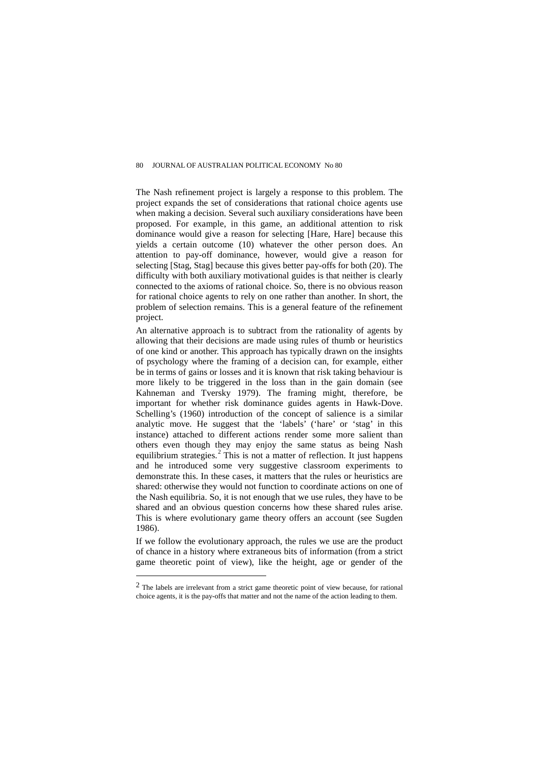The Nash refinement project is largely a response to this problem. The project expands the set of considerations that rational choice agents use when making a decision. Several such auxiliary considerations have been proposed. For example, in this game, an additional attention to risk dominance would give a reason for selecting [Hare, Hare] because this yields a certain outcome (10) whatever the other person does. An attention to pay-off dominance, however, would give a reason for selecting [Stag, Stag] because this gives better pay-offs for both (20). The difficulty with both auxiliary motivational guides is that neither is clearly connected to the axioms of rational choice. So, there is no obvious reason for rational choice agents to rely on one rather than another. In short, the problem of selection remains. This is a general feature of the refinement project.

An alternative approach is to subtract from the rationality of agents by allowing that their decisions are made using rules of thumb or heuristics of one kind or another. This approach has typically drawn on the insights of psychology where the framing of a decision can, for example, either be in terms of gains or losses and it is known that risk taking behaviour is more likely to be triggered in the loss than in the gain domain (see Kahneman and Tversky 1979). The framing might, therefore, be important for whether risk dominance guides agents in Hawk-Dove. Schelling's (1960) introduction of the concept of salience is a similar analytic move. He suggest that the 'labels' ('hare' or 'stag' in this instance) attached to different actions render some more salient than others even though they may enjoy the same status as being Nash equilibrium strategies.[2] This is not a matter of reflection. It just happens and he introduced some very suggestive classroom experiments to demonstrate this. In these cases, it matters that the rules or heuristics are shared: otherwise they would not function to coordinate actions on one of the Nash equilibria. So, it is not enough that we use rules, they have to be shared and an obvious question concerns how these shared rules arise. This is where evolutionary game theory offers an account (see Sugden 1986).

If we follow the evolutionary approach, the rules we use are the product of chance in a history where extraneous bits of information (from a strict game theoretic point of view), like the height, age or gender of the

---

[2] The labels are irrelevant from a strict game theoretic point of view because, for rational choice agents, it is the pay-offs that matter and not the name of the action leading to them.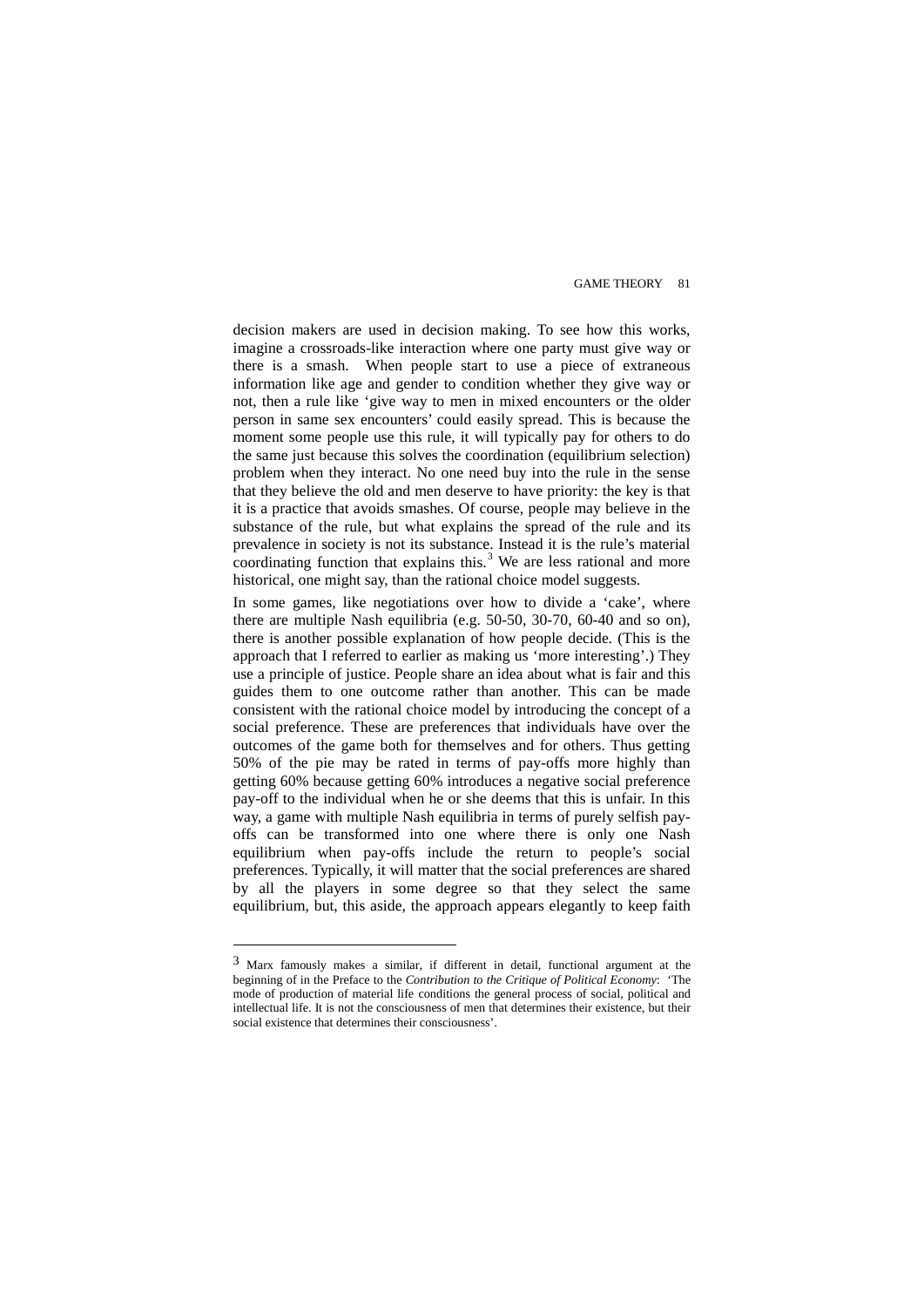decision makers are used in decision making. To see how this works, imagine a crossroads-like interaction where one party must give way or there is a smash. When people start to use a piece of extraneous information like age and gender to condition whether they give way or not, then a rule like 'give way to men in mixed encounters or the older person in same sex encounters' could easily spread. This is because the moment some people use this rule, it will typically pay for others to do the same just because this solves the coordination (equilibrium selection) problem when they interact. No one need buy into the rule in the sense that they believe the old and men deserve to have priority: the key is that it is a practice that avoids smashes. Of course, people may believe in the substance of the rule, but what explains the spread of the rule and its prevalence in society is not its substance. Instead it is the rule's material coordinating function that explains this.[3] We are less rational and more historical, one might say, than the rational choice model suggests.

In some games, like negotiations over how to divide a 'cake', where there are multiple Nash equilibria (e.g. 50-50, 30-70, 60-40 and so on), there is another possible explanation of how people decide. (This is the approach that I referred to earlier as making us 'more interesting'.) They use a principle of justice. People share an idea about what is fair and this guides them to one outcome rather than another. This can be made consistent with the rational choice model by introducing the concept of a social preference. These are preferences that individuals have over the outcomes of the game both for themselves and for others. Thus getting 50% of the pie may be rated in terms of pay-offs more highly than getting 60% because getting 60% introduces a negative social preference pay-off to the individual when he or she deems that this is unfair. In this way, a game with multiple Nash equilibria in terms of purely selfish pay-offs can be transformed into one where there is only one Nash equilibrium when pay-offs include the return to people's social preferences. Typically, it will matter that the social preferences are shared by all the players in some degree so that they select the same equilibrium, but, this aside, the approach appears elegantly to keep faith

[3] Marx famously makes a similar, if different in detail, functional argument at the beginning of in the Preface to the *Contribution to the Critique of Political Economy*: 'The mode of production of material life conditions the general process of social, political and intellectual life. It is not the consciousness of men that determines their existence, but their social existence that determines their consciousness'.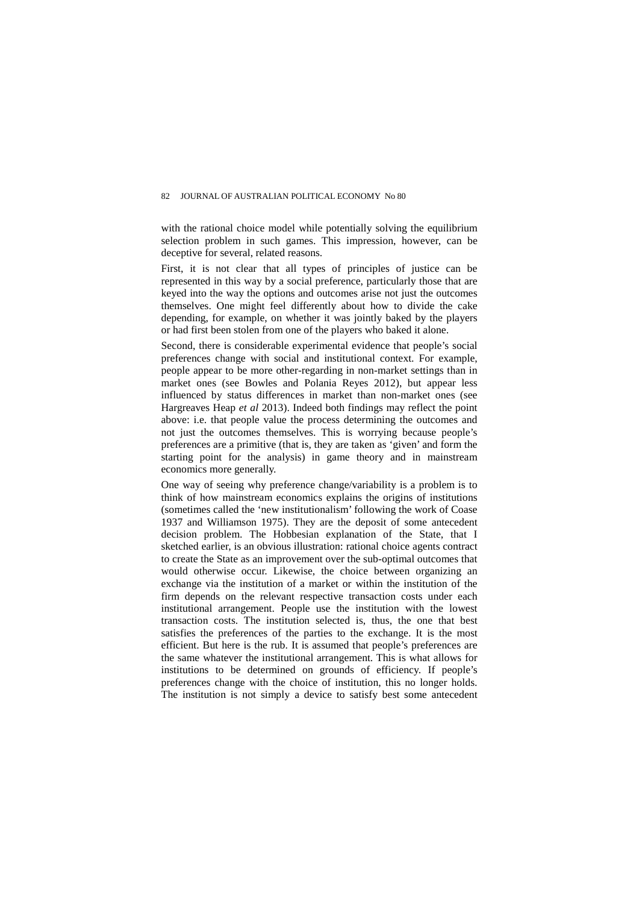with the rational choice model while potentially solving the equilibrium selection problem in such games. This impression, however, can be deceptive for several, related reasons.

First, it is not clear that all types of principles of justice can be represented in this way by a social preference, particularly those that are keyed into the way the options and outcomes arise not just the outcomes themselves. One might feel differently about how to divide the cake depending, for example, on whether it was jointly baked by the players or had first been stolen from one of the players who baked it alone.

Second, there is considerable experimental evidence that people's social preferences change with social and institutional context. For example, people appear to be more other-regarding in non-market settings than in market ones (see Bowles and Polania Reyes 2012), but appear less influenced by status differences in market than non-market ones (see Hargreaves Heap *et al* 2013). Indeed both findings may reflect the point above: i.e. that people value the process determining the outcomes and not just the outcomes themselves. This is worrying because people's preferences are a primitive (that is, they are taken as 'given' and form the starting point for the analysis) in game theory and in mainstream economics more generally.

One way of seeing why preference change/variability is a problem is to think of how mainstream economics explains the origins of institutions (sometimes called the 'new institutionalism' following the work of Coase 1937 and Williamson 1975). They are the deposit of some antecedent decision problem. The Hobbesian explanation of the State, that I sketched earlier, is an obvious illustration: rational choice agents contract to create the State as an improvement over the sub-optimal outcomes that would otherwise occur. Likewise, the choice between organizing an exchange via the institution of a market or within the institution of the firm depends on the relevant respective transaction costs under each institutional arrangement. People use the institution with the lowest transaction costs. The institution selected is, thus, the one that best satisfies the preferences of the parties to the exchange. It is the most efficient. But here is the rub. It is assumed that people's preferences are the same whatever the institutional arrangement. This is what allows for institutions to be determined on grounds of efficiency. If people's preferences change with the choice of institution, this no longer holds. The institution is not simply a device to satisfy best some antecedent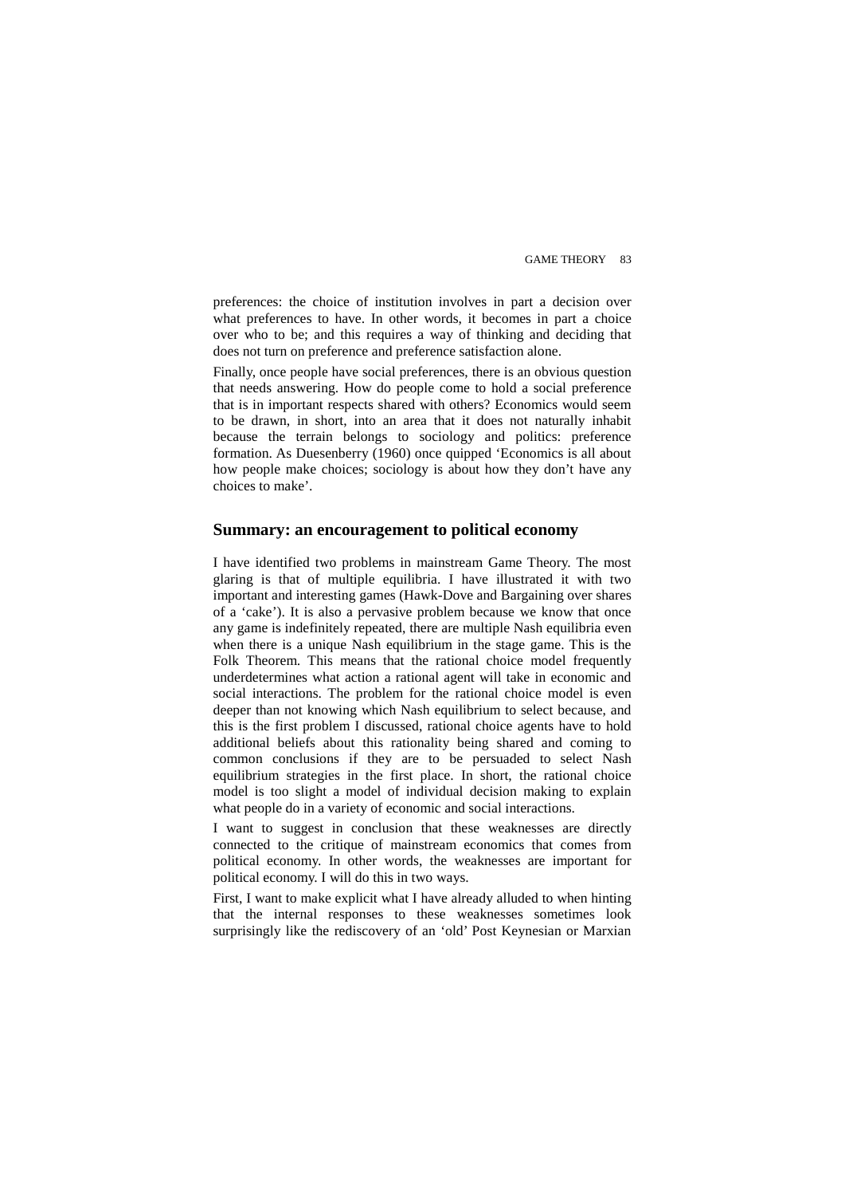preferences: the choice of institution involves in part a decision over what preferences to have. In other words, it becomes in part a choice over who to be; and this requires a way of thinking and deciding that does not turn on preference and preference satisfaction alone.

Finally, once people have social preferences, there is an obvious question that needs answering. How do people come to hold a social preference that is in important respects shared with others? Economics would seem to be drawn, in short, into an area that it does not naturally inhabit because the terrain belongs to sociology and politics: preference formation. As Duesenberry (1960) once quipped 'Economics is all about how people make choices; sociology is about how they don't have any choices to make'.

## Summary: an encouragement to political economy

I have identified two problems in mainstream Game Theory. The most glaring is that of multiple equilibria. I have illustrated it with two important and interesting games (Hawk-Dove and Bargaining over shares of a 'cake'). It is also a pervasive problem because we know that once any game is indefinitely repeated, there are multiple Nash equilibria even when there is a unique Nash equilibrium in the stage game. This is the Folk Theorem. This means that the rational choice model frequently underdetermines what action a rational agent will take in economic and social interactions. The problem for the rational choice model is even deeper than not knowing which Nash equilibrium to select because, and this is the first problem I discussed, rational choice agents have to hold additional beliefs about this rationality being shared and coming to common conclusions if they are to be persuaded to select Nash equilibrium strategies in the first place. In short, the rational choice model is too slight a model of individual decision making to explain what people do in a variety of economic and social interactions.

I want to suggest in conclusion that these weaknesses are directly connected to the critique of mainstream economics that comes from political economy. In other words, the weaknesses are important for political economy. I will do this in two ways.

First, I want to make explicit what I have already alluded to when hinting that the internal responses to these weaknesses sometimes look surprisingly like the rediscovery of an 'old' Post Keynesian or Marxian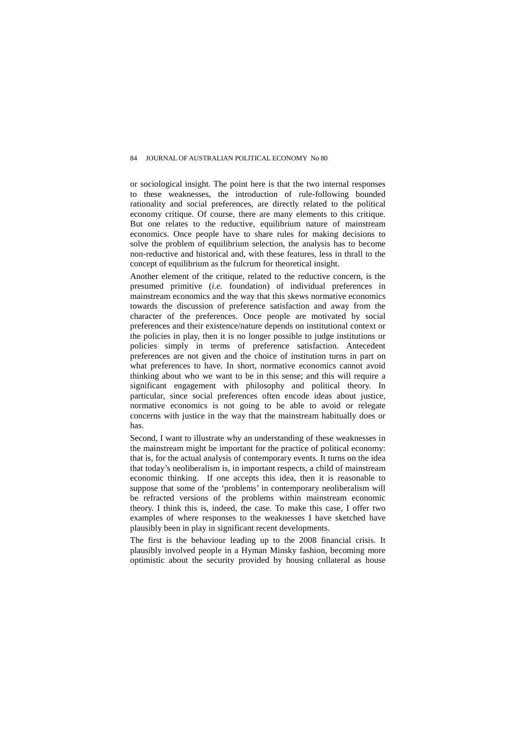or sociological insight. The point here is that the two internal responses to these weaknesses, the introduction of rule-following bounded rationality and social preferences, are directly related to the political economy critique. Of course, there are many elements to this critique. But one relates to the reductive, equilibrium nature of mainstream economics. Once people have to share rules for making decisions to solve the problem of equilibrium selection, the analysis has to become non-reductive and historical and, with these features, less in thrall to the concept of equilibrium as the fulcrum for theoretical insight.

Another element of the critique, related to the reductive concern, is the presumed primitive (*i.e.* foundation) of individual preferences in mainstream economics and the way that this skews normative economics towards the discussion of preference satisfaction and away from the character of the preferences. Once people are motivated by social preferences and their existence/nature depends on institutional context or the policies in play, then it is no longer possible to judge institutions or policies simply in terms of preference satisfaction. Antecedent preferences are not given and the choice of institution turns in part on what preferences to have. In short, normative economics cannot avoid thinking about who we want to be in this sense; and this will require a significant engagement with philosophy and political theory. In particular, since social preferences often encode ideas about justice, normative economics is not going to be able to avoid or relegate concerns with justice in the way that the mainstream habitually does or has.

Second, I want to illustrate why an understanding of these weaknesses in the mainstream might be important for the practice of political economy: that is, for the actual analysis of contemporary events. It turns on the idea that today's neoliberalism is, in important respects, a child of mainstream economic thinking. If one accepts this idea, then it is reasonable to suppose that some of the 'problems' in contemporary neoliberalism will be refracted versions of the problems within mainstream economic theory. I think this is, indeed, the case. To make this case, I offer two examples of where responses to the weaknesses I have sketched have plausibly been in play in significant recent developments.

The first is the behaviour leading up to the 2008 financial crisis. It plausibly involved people in a Hyman Minsky fashion, becoming more optimistic about the security provided by housing collateral as house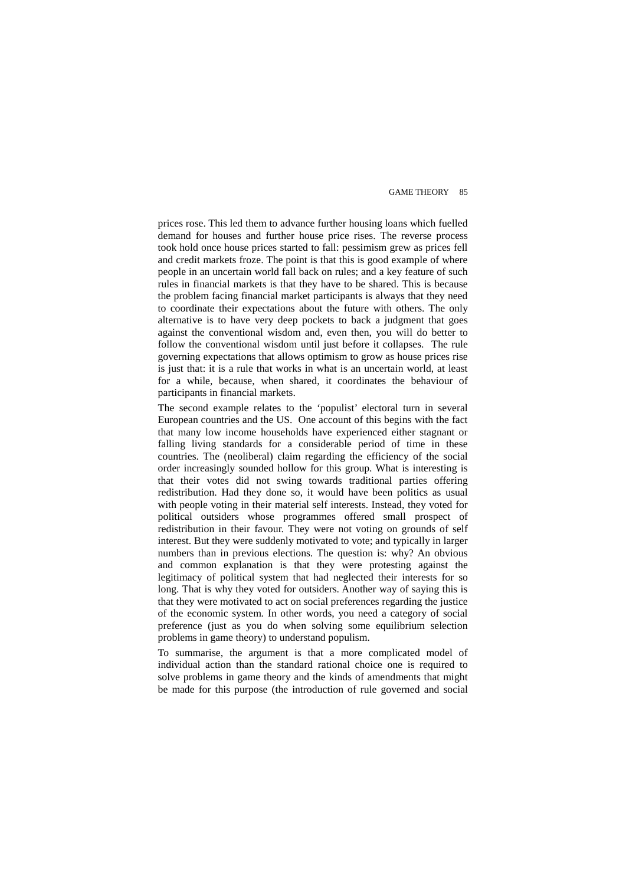prices rose. This led them to advance further housing loans which fuelled demand for houses and further house price rises. The reverse process took hold once house prices started to fall: pessimism grew as prices fell and credit markets froze. The point is that this is good example of where people in an uncertain world fall back on rules; and a key feature of such rules in financial markets is that they have to be shared. This is because the problem facing financial market participants is always that they need to coordinate their expectations about the future with others. The only alternative is to have very deep pockets to back a judgment that goes against the conventional wisdom and, even then, you will do better to follow the conventional wisdom until just before it collapses. The rule governing expectations that allows optimism to grow as house prices rise is just that: it is a rule that works in what is an uncertain world, at least for a while, because, when shared, it coordinates the behaviour of participants in financial markets.

The second example relates to the 'populist' electoral turn in several European countries and the US. One account of this begins with the fact that many low income households have experienced either stagnant or falling living standards for a considerable period of time in these countries. The (neoliberal) claim regarding the efficiency of the social order increasingly sounded hollow for this group. What is interesting is that their votes did not swing towards traditional parties offering redistribution. Had they done so, it would have been politics as usual with people voting in their material self interests. Instead, they voted for political outsiders whose programmes offered small prospect of redistribution in their favour. They were not voting on grounds of self interest. But they were suddenly motivated to vote; and typically in larger numbers than in previous elections. The question is: why? An obvious and common explanation is that they were protesting against the legitimacy of political system that had neglected their interests for so long. That is why they voted for outsiders. Another way of saying this is that they were motivated to act on social preferences regarding the justice of the economic system. In other words, you need a category of social preference (just as you do when solving some equilibrium selection problems in game theory) to understand populism.

To summarise, the argument is that a more complicated model of individual action than the standard rational choice one is required to solve problems in game theory and the kinds of amendments that might be made for this purpose (the introduction of rule governed and social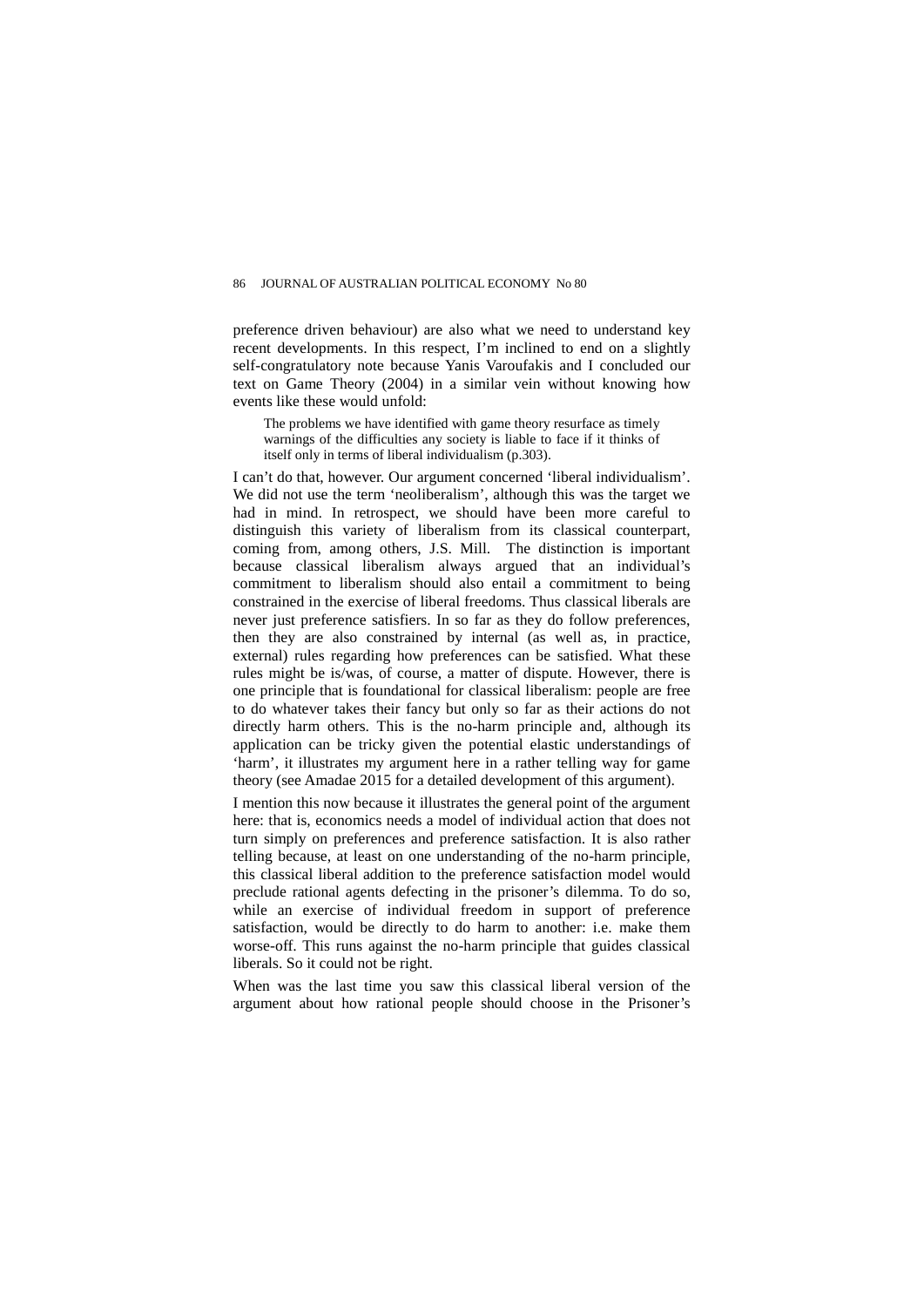preference driven behaviour) are also what we need to understand key recent developments. In this respect, I'm inclined to end on a slightly self-congratulatory note because Yanis Varoufakis and I concluded our text on Game Theory (2004) in a similar vein without knowing how events like these would unfold:

> The problems we have identified with game theory resurface as timely warnings of the difficulties any society is liable to face if it thinks of itself only in terms of liberal individualism (p.303).

I can't do that, however. Our argument concerned 'liberal individualism'. We did not use the term 'neoliberalism', although this was the target we had in mind. In retrospect, we should have been more careful to distinguish this variety of liberalism from its classical counterpart, coming from, among others, J.S. Mill. The distinction is important because classical liberalism always argued that an individual's commitment to liberalism should also entail a commitment to being constrained in the exercise of liberal freedoms. Thus classical liberals are never just preference satisfiers. In so far as they do follow preferences, then they are also constrained by internal (as well as, in practice, external) rules regarding how preferences can be satisfied. What these rules might be is/was, of course, a matter of dispute. However, there is one principle that is foundational for classical liberalism: people are free to do whatever takes their fancy but only so far as their actions do not directly harm others. This is the no-harm principle and, although its application can be tricky given the potential elastic understandings of 'harm', it illustrates my argument here in a rather telling way for game theory (see Amadae 2015 for a detailed development of this argument).

I mention this now because it illustrates the general point of the argument here: that is, economics needs a model of individual action that does not turn simply on preferences and preference satisfaction. It is also rather telling because, at least on one understanding of the no-harm principle, this classical liberal addition to the preference satisfaction model would preclude rational agents defecting in the prisoner's dilemma. To do so, while an exercise of individual freedom in support of preference satisfaction, would be directly to do harm to another: i.e. make them worse-off. This runs against the no-harm principle that guides classical liberals. So it could not be right.

When was the last time you saw this classical liberal version of the argument about how rational people should choose in the Prisoner's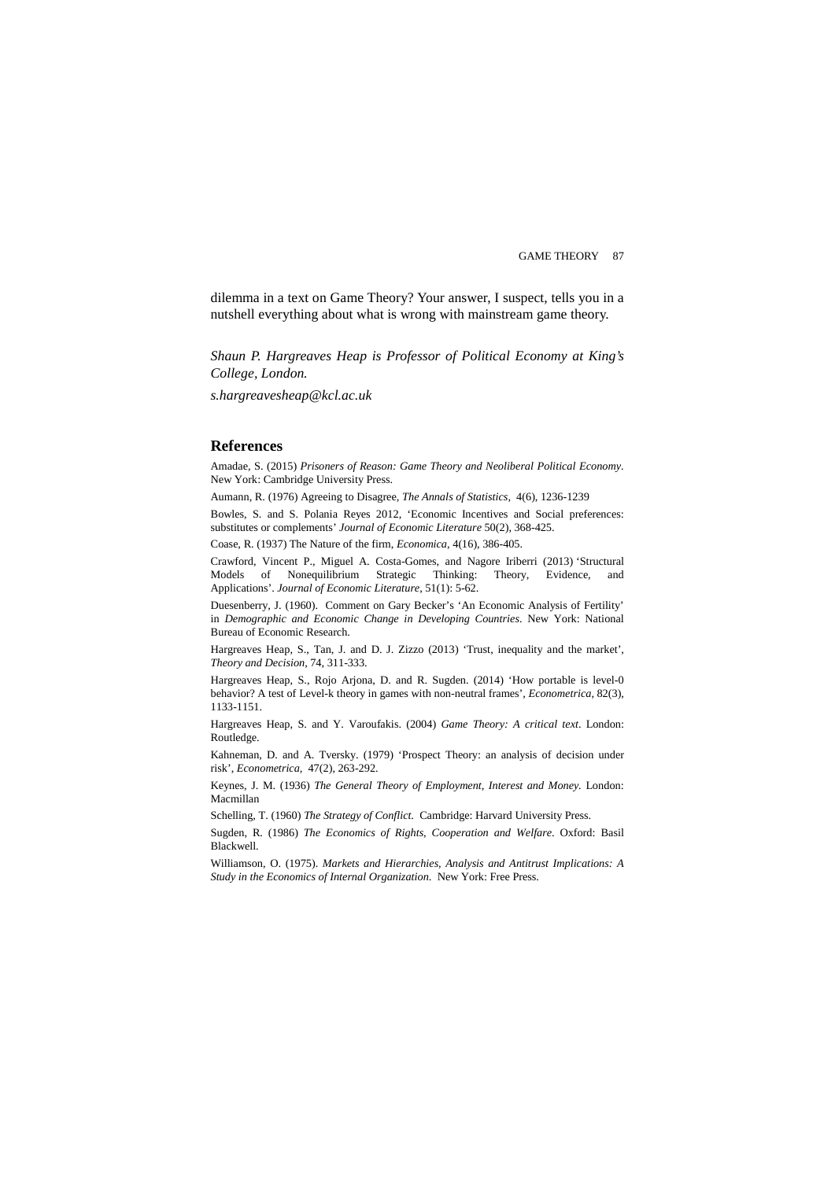dilemma in a text on Game Theory? Your answer, I suspect, tells you in a nutshell everything about what is wrong with mainstream game theory.

*Shaun P. Hargreaves Heap is Professor of Political Economy at King's College, London.*

*s.hargreavesheap@kcl.ac.uk*

## References

Amadae, S. (2015) *Prisoners of Reason: Game Theory and Neoliberal Political Economy*. New York: Cambridge University Press.

Aumann, R. (1976) Agreeing to Disagree, *The Annals of Statistics*, 4(6), 1236-1239

Bowles, S. and S. Polania Reyes 2012, 'Economic Incentives and Social preferences: substitutes or complements' *Journal of Economic Literature* 50(2), 368-425.

Coase, R. (1937) The Nature of the firm, *Economica*, 4(16), 386-405.

Crawford, Vincent P., Miguel A. Costa-Gomes, and Nagore Iriberri (2013) 'Structural Models of Nonequilibrium Strategic Thinking: Theory, Evidence, and Applications'. *Journal of Economic Literature*, 51(1): 5-62.

Duesenberry, J. (1960). Comment on Gary Becker's 'An Economic Analysis of Fertility' in *Demographic and Economic Change in Developing Countries*. New York: National Bureau of Economic Research.

Hargreaves Heap, S., Tan, J. and D. J. Zizzo (2013) 'Trust, inequality and the market', *Theory and Decision*, 74, 311-333.

Hargreaves Heap, S., Rojo Arjona, D. and R. Sugden. (2014) 'How portable is level-0 behavior? A test of Level-k theory in games with non-neutral frames', *Econometrica*, 82(3), 1133-1151.

Hargreaves Heap, S. and Y. Varoufakis. (2004) *Game Theory: A critical text*. London: Routledge.

Kahneman, D. and A. Tversky. (1979) 'Prospect Theory: an analysis of decision under risk', *Econometrica*, 47(2), 263-292.

Keynes, J. M. (1936) *The General Theory of Employment, Interest and Money*. London: Macmillan

Schelling, T. (1960) *The Strategy of Conflict*. Cambridge: Harvard University Press.

Sugden, R. (1986) *The Economics of Rights, Cooperation and Welfare*. Oxford: Basil Blackwell.

Williamson, O. (1975). *Markets and Hierarchies, Analysis and Antitrust Implications: A Study in the Economics of Internal Organization*. New York: Free Press.